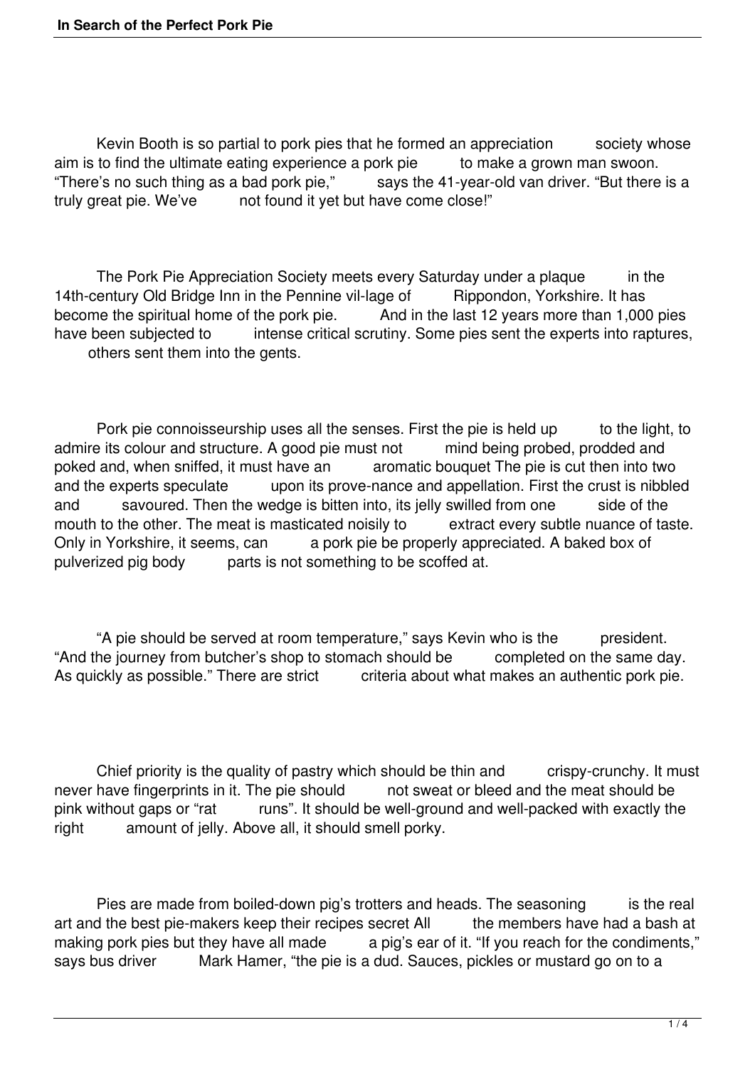Kevin Booth is so partial to pork pies that he formed an appreciation society whose aim is to find the ultimate eating experience a pork pie to make a grown man swoon. "There's no such thing as a bad pork pie," says the 41-year-old van driver. "But there is a truly great pie. We've not found it yet but have come close!"

The Pork Pie Appreciation Society meets every Saturday under a plaque in the 14th-century Old Bridge Inn in the Pennine vil-lage of Rippondon, Yorkshire. It has become the spiritual home of the pork pie. And in the last 12 years more than 1,000 pies have been subjected to intense critical scrutiny. Some pies sent the experts into raptures, others sent them into the gents.

Pork pie connoisseurship uses all the senses. First the pie is held up to the light, to admire its colour and structure. A good pie must not mind being probed, prodded and poked and, when sniffed, it must have an aromatic bouquet The pie is cut then into two and the experts speculate upon its prove-nance and appellation. First the crust is nibbled and savoured. Then the wedge is bitten into, its jelly swilled from one side of the mouth to the other. The meat is masticated noisily to extract every subtle nuance of taste. Only in Yorkshire, it seems, can a pork pie be properly appreciated. A baked box of pulverized pig body parts is not something to be scoffed at.

"A pie should be served at room temperature," says Kevin who is the president. "And the journey from butcher's shop to stomach should be completed on the same day. As quickly as possible." There are strict criteria about what makes an authentic pork pie.

Chief priority is the quality of pastry which should be thin and crispy-crunchy. It must never have fingerprints in it. The pie should not sweat or bleed and the meat should be pink without gaps or "rat runs". It should be well-ground and well-packed with exactly the right amount of jelly. Above all, it should smell porky.

Pies are made from boiled-down pig's trotters and heads. The seasoning is the real art and the best pie-makers keep their recipes secret All the members have had a bash at making pork pies but they have all made a pig's ear of it. "If you reach for the condiments," says bus driver Mark Hamer, "the pie is a dud. Sauces, pickles or mustard go on to a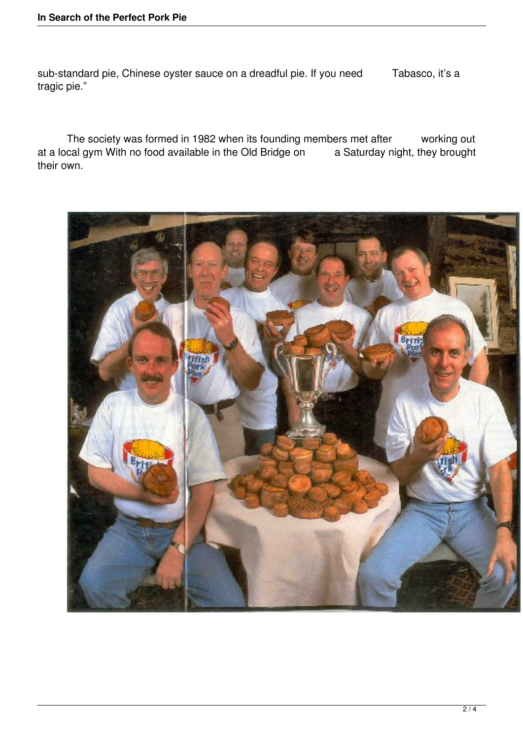sub-standard pie, Chinese oyster sauce on a dreadful pie. If you need Tabasco, it's a tragic pie."

The society was formed in 1982 when its founding members met after working out at a local gym With no food available in the Old Bridge on a Saturday night, they brought their own.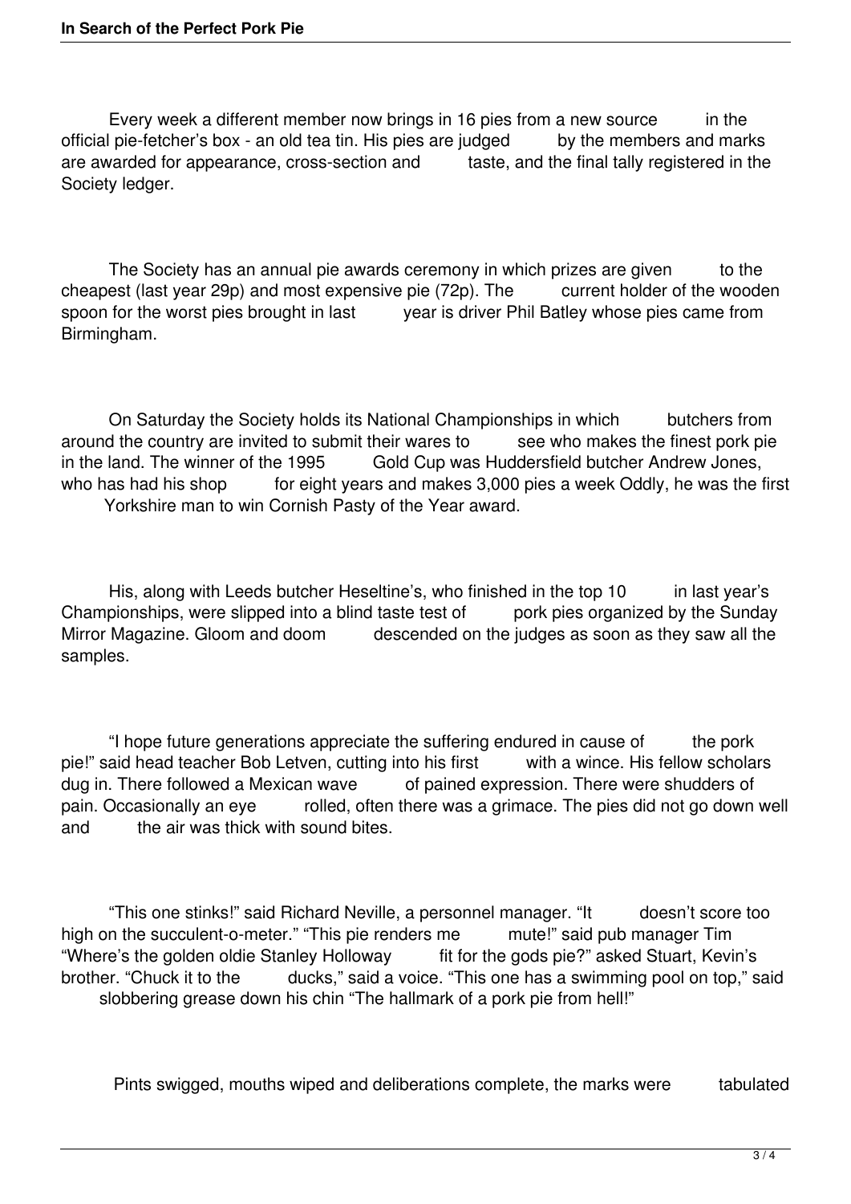Every week a different member now brings in 16 pies from a new source in the official pie-fetcher's box - an old tea tin. His pies are judged by the members and marks are awarded for appearance, cross-section and taste, and the final tally registered in the Society ledger.

The Society has an annual pie awards ceremony in which prizes are given to the cheapest (last year 29p) and most expensive pie (72p). The current holder of the wooden spoon for the worst pies brought in last year is driver Phil Batley whose pies came from Birmingham.

On Saturday the Society holds its National Championships in which butchers from around the country are invited to submit their wares to see who makes the finest pork pie in the land. The winner of the 1995 Gold Cup was Huddersfield butcher Andrew Jones, who has had his shop for eight years and makes 3,000 pies a week Oddly, he was the first Yorkshire man to win Cornish Pasty of the Year award.

His, along with Leeds butcher Heseltine's, who finished in the top 10 in last year's Championships, were slipped into a blind taste test of pork pies organized by the Sunday Mirror Magazine. Gloom and doom descended on the judges as soon as they saw all the samples.

"I hope future generations appreciate the suffering endured in cause of the pork pie!" said head teacher Bob Letven, cutting into his first with a wince. His fellow scholars dug in. There followed a Mexican wave of pained expression. There were shudders of pain. Occasionally an eye rolled, often there was a grimace. The pies did not go down well and the air was thick with sound bites.

"This one stinks!" said Richard Neville, a personnel manager. "It doesn't score too high on the succulent-o-meter." "This pie renders me mute!" said pub manager Tim "Where's the golden oldie Stanley Holloway fit for the gods pie?" asked Stuart, Kevin's brother. "Chuck it to the ducks," said a voice. "This one has a swimming pool on top," said slobbering grease down his chin "The hallmark of a pork pie from hell!"

Pints swigged, mouths wiped and deliberations complete, the marks were tabulated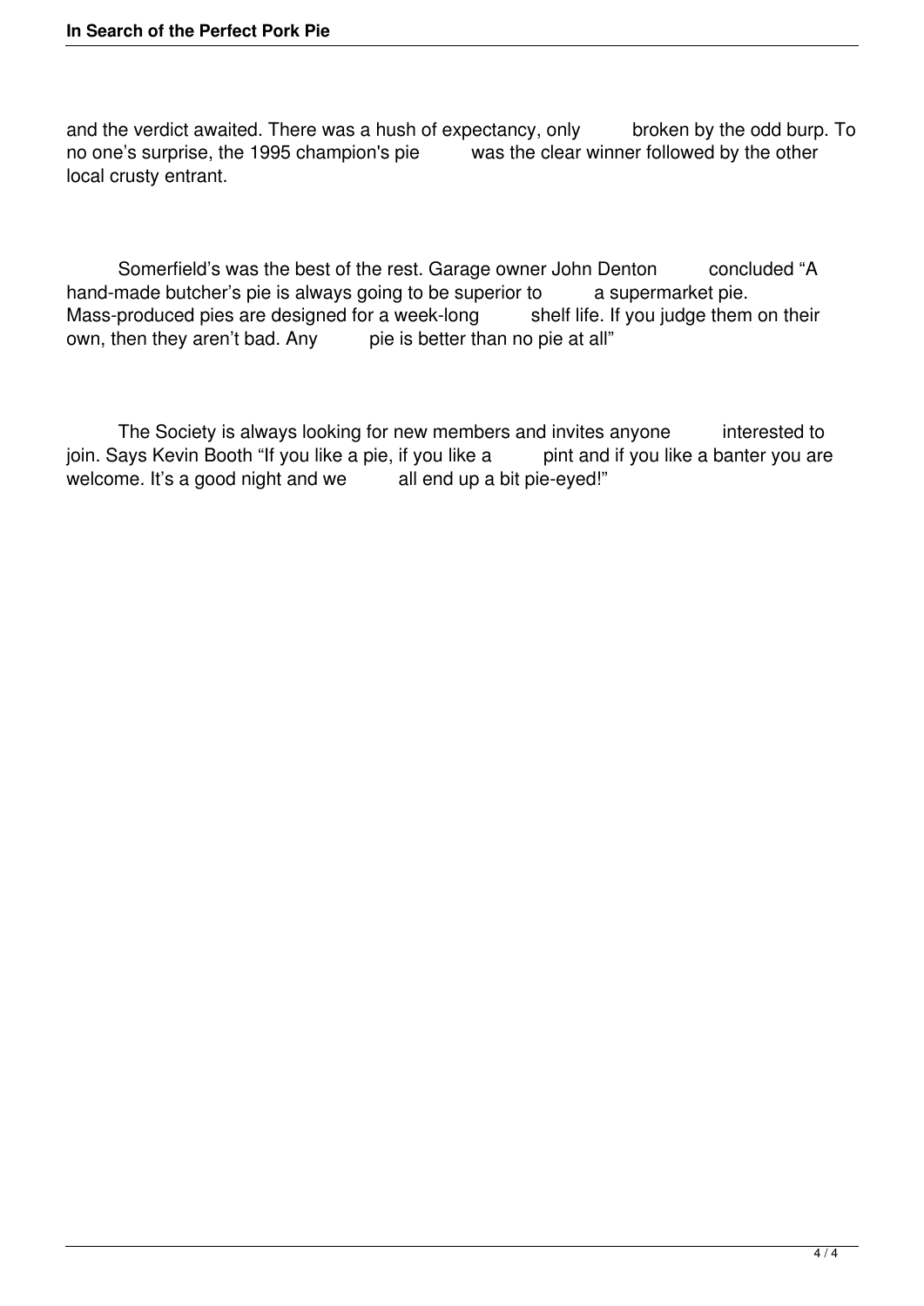and the verdict awaited. There was a hush of expectancy, only broken by the odd burp. To no one's surprise, the 1995 champion's pie was the clear winner followed by the other local crusty entrant.

Somerfield's was the best of the rest. Garage owner John Denton concluded "A hand-made butcher's pie is always going to be superior to a supermarket pie. Mass-produced pies are designed for a week-long shelf life. If you judge them on their own, then they aren't bad. Any pie is better than no pie at all"

The Society is always looking for new members and invites anyone interested to join. Says Kevin Booth "If you like a pie, if you like a pint and if you like a banter you are welcome. It's a good night and we all end up a bit pie-eyed!"